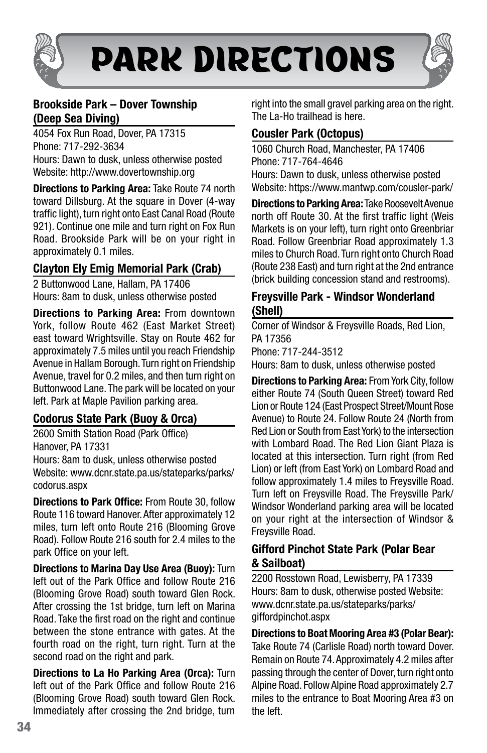# PARK DIRECTIONS

## Brookside Park – Dover Township (Deep Sea Diving)

4054 Fox Run Road, Dover, PA 17315
Phone: 717-292-3634
Hours: Dawn to dusk, unless otherwise posted
Website: http://www.dovertownship.org

**Directions to Parking Area:** Take Route 74 north toward Dillsburg. At the square in Dover (4-way traffic light), turn right onto East Canal Road (Route 921). Continue one mile and turn right on Fox Run Road. Brookside Park will be on your right in approximately 0.1 miles.

## Clayton Ely Emig Memorial Park (Crab)

2 Buttonwood Lane, Hallam, PA 17406
Hours: 8am to dusk, unless otherwise posted

**Directions to Parking Area:** From downtown York, follow Route 462 (East Market Street) east toward Wrightsville. Stay on Route 462 for approximately 7.5 miles until you reach Friendship Avenue in Hallam Borough. Turn right on Friendship Avenue, travel for 0.2 miles, and then turn right on Buttonwood Lane. The park will be located on your left. Park at Maple Pavilion parking area.

## Codorus State Park (Buoy & Orca)

2600 Smith Station Road (Park Office)
Hanover, PA 17331
Hours: 8am to dusk, unless otherwise posted
Website: www.dcnr.state.pa.us/stateparks/parks/codorus.aspx

**Directions to Park Office:** From Route 30, follow Route 116 toward Hanover. After approximately 12 miles, turn left onto Route 216 (Blooming Grove Road). Follow Route 216 south for 2.4 miles to the park Office on your left.

**Directions to Marina Day Use Area (Buoy):** Turn left out of the Park Office and follow Route 216 (Blooming Grove Road) south toward Glen Rock. After crossing the 1st bridge, turn left on Marina Road. Take the first road on the right and continue between the stone entrance with gates. At the fourth road on the right, turn right. Turn at the second road on the right and park.

**Directions to La Ho Parking Area (Orca):** Turn left out of the Park Office and follow Route 216 (Blooming Grove Road) south toward Glen Rock. Immediately after crossing the 2nd bridge, turn right into the small gravel parking area on the right. The La-Ho trailhead is here.

## Cousler Park (Octopus)

1060 Church Road, Manchester, PA 17406
Phone: 717-764-4646
Hours: Dawn to dusk, unless otherwise posted
Website: https://www.mantwp.com/cousler-park/

**Directions to Parking Area:** Take Roosevelt Avenue north off Route 30. At the first traffic light (Weis Markets is on your left), turn right onto Greenbriar Road. Follow Greenbriar Road approximately 1.3 miles to Church Road. Turn right onto Church Road (Route 238 East) and turn right at the 2nd entrance (brick building concession stand and restrooms).

## Freysville Park - Windsor Wonderland (Shell)

Corner of Windsor & Freysville Roads, Red Lion, PA 17356
Phone: 717-244-3512
Hours: 8am to dusk, unless otherwise posted

**Directions to Parking Area:** From York City, follow either Route 74 (South Queen Street) toward Red Lion or Route 124 (East Prospect Street/Mount Rose Avenue) to Route 24. Follow Route 24 (North from Red Lion or South from East York) to the intersection with Lombard Road. The Red Lion Giant Plaza is located at this intersection. Turn right (from Red Lion) or left (from East York) on Lombard Road and follow approximately 1.4 miles to Freysville Road. Turn left on Freysville Road. The Freysville Park/ Windsor Wonderland parking area will be located on your right at the intersection of Windsor & Freysville Road.

## Gifford Pinchot State Park (Polar Bear & Sailboat)

2200 Rosstown Road, Lewisberry, PA 17339
Hours: 8am to dusk, otherwise posted Website: www.dcnr.state.pa.us/stateparks/parks/giffordpinchot.aspx

**Directions to Boat Mooring Area #3 (Polar Bear):** Take Route 74 (Carlisle Road) north toward Dover. Remain on Route 74. Approximately 4.2 miles after passing through the center of Dover, turn right onto Alpine Road. Follow Alpine Road approximately 2.7 miles to the entrance to Boat Mooring Area #3 on the left.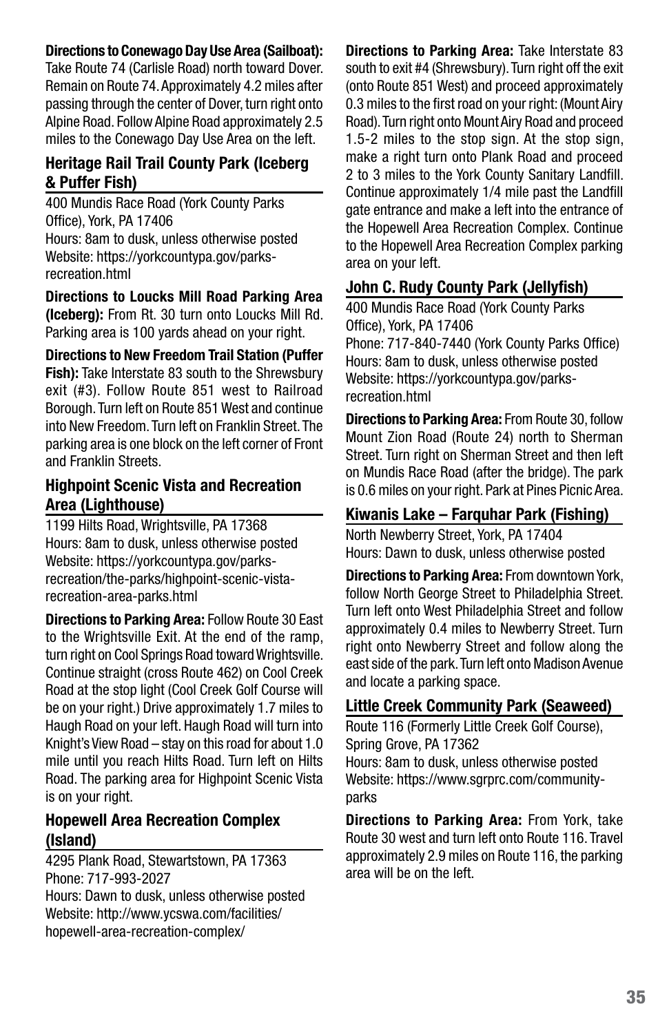**Directions to Conewago Day Use Area (Sailboat):** Take Route 74 (Carlisle Road) north toward Dover. Remain on Route 74. Approximately 4.2 miles after passing through the center of Dover, turn right onto Alpine Road. Follow Alpine Road approximately 2.5 miles to the Conewago Day Use Area on the left.

## Heritage Rail Trail County Park (Iceberg & Puffer Fish)

400 Mundis Race Road (York County Parks Office), York, PA 17406
Hours: 8am to dusk, unless otherwise posted
Website: https://yorkcountypa.gov/parks-recreation.html

**Directions to Loucks Mill Road Parking Area (Iceberg):** From Rt. 30 turn onto Loucks Mill Rd. Parking area is 100 yards ahead on your right.

**Directions to New Freedom Trail Station (Puffer Fish):** Take Interstate 83 south to the Shrewsbury exit (#3). Follow Route 851 west to Railroad Borough. Turn left on Route 851 West and continue into New Freedom. Turn left on Franklin Street. The parking area is one block on the left corner of Front and Franklin Streets.

## Highpoint Scenic Vista and Recreation Area (Lighthouse)

1199 Hilts Road, Wrightsville, PA 17368
Hours: 8am to dusk, unless otherwise posted
Website: https://yorkcountypa.gov/parks-recreation/the-parks/highpoint-scenic-vista-recreation-area-parks.html

**Directions to Parking Area:** Follow Route 30 East to the Wrightsville Exit. At the end of the ramp, turn right on Cool Springs Road toward Wrightsville. Continue straight (cross Route 462) on Cool Creek Road at the stop light (Cool Creek Golf Course will be on your right.) Drive approximately 1.7 miles to Haugh Road on your left. Haugh Road will turn into Knight's View Road – stay on this road for about 1.0 mile until you reach Hilts Road. Turn left on Hilts Road. The parking area for Highpoint Scenic Vista is on your right.

## Hopewell Area Recreation Complex (Island)

4295 Plank Road, Stewartstown, PA 17363
Phone: 717-993-2027
Hours: Dawn to dusk, unless otherwise posted
Website: http://www.ycswa.com/facilities/hopewell-area-recreation-complex/

**Directions to Parking Area:** Take Interstate 83 south to exit #4 (Shrewsbury). Turn right off the exit (onto Route 851 West) and proceed approximately 0.3 miles to the first road on your right: (Mount Airy Road). Turn right onto Mount Airy Road and proceed 1.5-2 miles to the stop sign. At the stop sign, make a right turn onto Plank Road and proceed 2 to 3 miles to the York County Sanitary Landfill. Continue approximately 1/4 mile past the Landfill gate entrance and make a left into the entrance of the Hopewell Area Recreation Complex. Continue to the Hopewell Area Recreation Complex parking area on your left.

## John C. Rudy County Park (Jellyfish)

400 Mundis Race Road (York County Parks Office), York, PA 17406
Phone: 717-840-7440 (York County Parks Office)
Hours: 8am to dusk, unless otherwise posted
Website: https://yorkcountypa.gov/parks-recreation.html

**Directions to Parking Area:** From Route 30, follow Mount Zion Road (Route 24) north to Sherman Street. Turn right on Sherman Street and then left on Mundis Race Road (after the bridge). The park is 0.6 miles on your right. Park at Pines Picnic Area.

## Kiwanis Lake – Farquhar Park (Fishing)

North Newberry Street, York, PA 17404
Hours: Dawn to dusk, unless otherwise posted

**Directions to Parking Area:** From downtown York, follow North George Street to Philadelphia Street. Turn left onto West Philadelphia Street and follow approximately 0.4 miles to Newberry Street. Turn right onto Newberry Street and follow along the east side of the park. Turn left onto Madison Avenue and locate a parking space.

## Little Creek Community Park (Seaweed)

Route 116 (Formerly Little Creek Golf Course), Spring Grove, PA 17362
Hours: 8am to dusk, unless otherwise posted
Website: https://www.sgrprc.com/community-parks

**Directions to Parking Area:** From York, take Route 30 west and turn left onto Route 116. Travel approximately 2.9 miles on Route 116, the parking area will be on the left.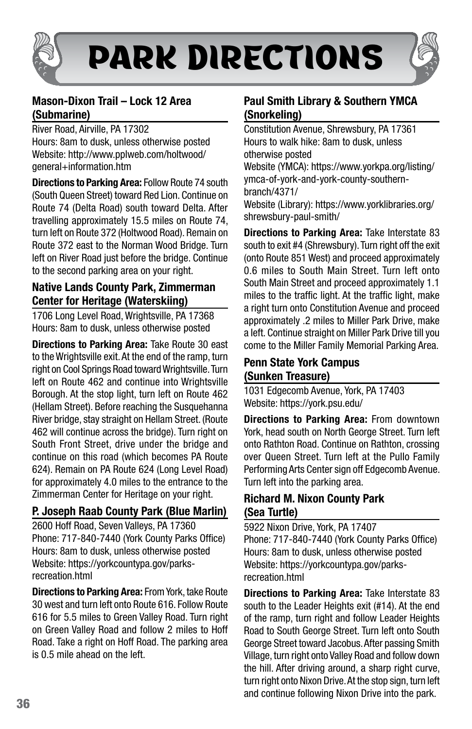# PARK DIRECTIONS

## Mason-Dixon Trail – Lock 12 Area (Submarine)

River Road, Airville, PA 17302
Hours: 8am to dusk, unless otherwise posted
Website: http://www.pplweb.com/holtwood/general+information.htm

**Directions to Parking Area:** Follow Route 74 south (South Queen Street) toward Red Lion. Continue on Route 74 (Delta Road) south toward Delta. After travelling approximately 15.5 miles on Route 74, turn left on Route 372 (Holtwood Road). Remain on Route 372 east to the Norman Wood Bridge. Turn left on River Road just before the bridge. Continue to the second parking area on your right.

## Native Lands County Park, Zimmerman Center for Heritage (Waterskiing)

1706 Long Level Road, Wrightsville, PA 17368
Hours: 8am to dusk, unless otherwise posted

**Directions to Parking Area:** Take Route 30 east to the Wrightsville exit. At the end of the ramp, turn right on Cool Springs Road toward Wrightsville. Turn left on Route 462 and continue into Wrightsville Borough. At the stop light, turn left on Route 462 (Hellam Street). Before reaching the Susquehanna River bridge, stay straight on Hellam Street. (Route 462 will continue across the bridge). Turn right on South Front Street, drive under the bridge and continue on this road (which becomes PA Route 624). Remain on PA Route 624 (Long Level Road) for approximately 4.0 miles to the entrance to the Zimmerman Center for Heritage on your right.

## P. Joseph Raab County Park (Blue Marlin)

2600 Hoff Road, Seven Valleys, PA 17360
Phone: 717-840-7440 (York County Parks Office)
Hours: 8am to dusk, unless otherwise posted
Website: https://yorkcountypa.gov/parks-recreation.html

**Directions to Parking Area:** From York, take Route 30 west and turn left onto Route 616. Follow Route 616 for 5.5 miles to Green Valley Road. Turn right on Green Valley Road and follow 2 miles to Hoff Road. Take a right on Hoff Road. The parking area is 0.5 mile ahead on the left.

## Paul Smith Library & Southern YMCA (Snorkeling)

Constitution Avenue, Shrewsbury, PA 17361
Hours to walk hike: 8am to dusk, unless otherwise posted
Website (YMCA): https://www.yorkpa.org/listing/ymca-of-york-and-york-county-southern-branch/4371/
Website (Library): https://www.yorklibraries.org/shrewsbury-paul-smith/

**Directions to Parking Area:** Take Interstate 83 south to exit #4 (Shrewsbury). Turn right off the exit (onto Route 851 West) and proceed approximately 0.6 miles to South Main Street. Turn left onto South Main Street and proceed approximately 1.1 miles to the traffic light. At the traffic light, make a right turn onto Constitution Avenue and proceed approximately .2 miles to Miller Park Drive, make a left. Continue straight on Miller Park Drive till you come to the Miller Family Memorial Parking Area.

## Penn State York Campus (Sunken Treasure)

1031 Edgecomb Avenue, York, PA 17403
Website: https://york.psu.edu/

**Directions to Parking Area:** From downtown York, head south on North George Street. Turn left onto Rathton Road. Continue on Rathton, crossing over Queen Street. Turn left at the Pullo Family Performing Arts Center sign off Edgecomb Avenue. Turn left into the parking area.

## Richard M. Nixon County Park (Sea Turtle)

5922 Nixon Drive, York, PA 17407
Phone: 717-840-7440 (York County Parks Office)
Hours: 8am to dusk, unless otherwise posted
Website: https://yorkcountypa.gov/parks-recreation.html

**Directions to Parking Area:** Take Interstate 83 south to the Leader Heights exit (#14). At the end of the ramp, turn right and follow Leader Heights Road to South George Street. Turn left onto South George Street toward Jacobus. After passing Smith Village, turn right onto Valley Road and follow down the hill. After driving around, a sharp right curve, turn right onto Nixon Drive. At the stop sign, turn left and continue following Nixon Drive into the park.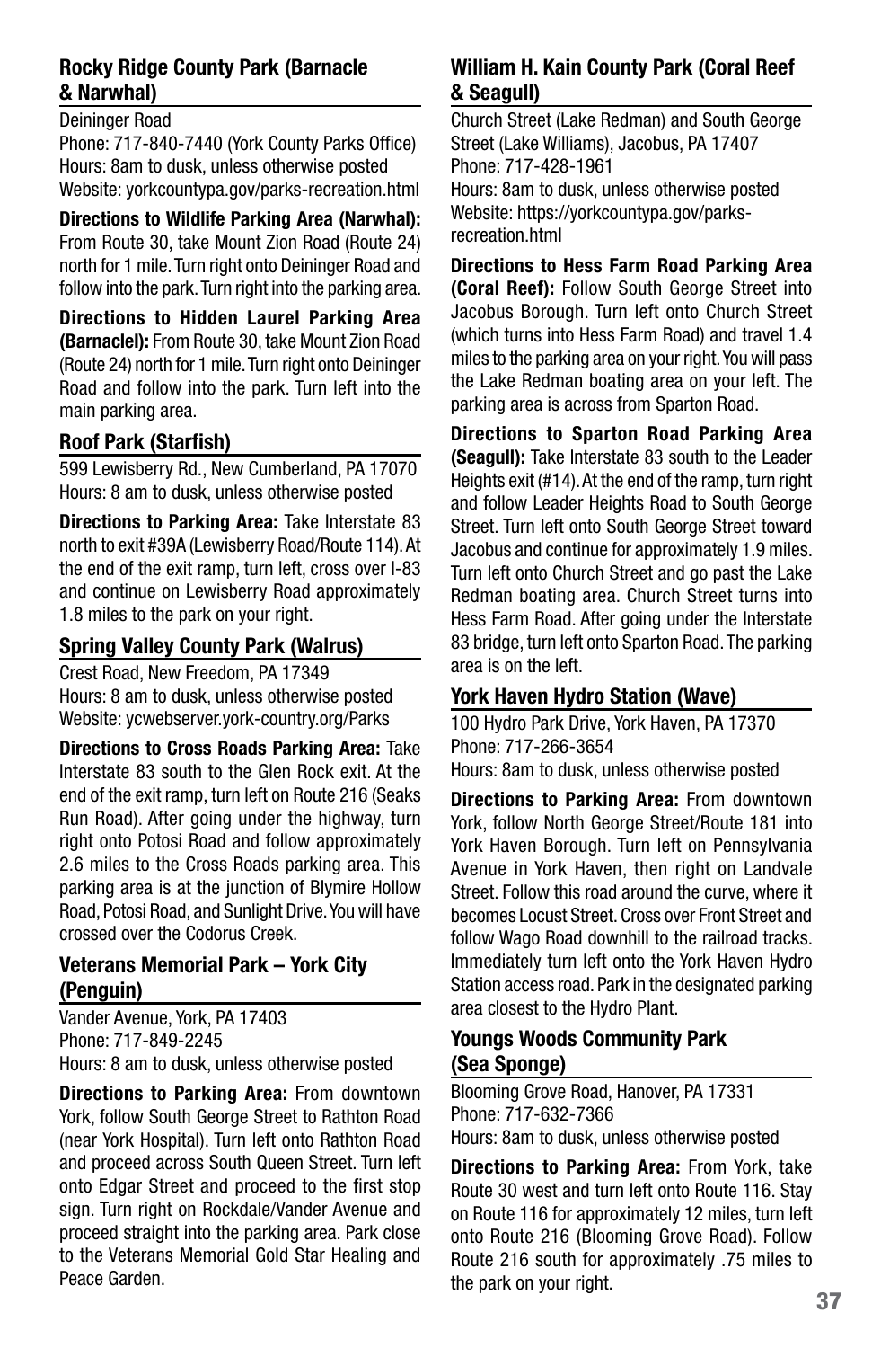### Rocky Ridge County Park (Barnacle & Narwhal)

Deininger Road
Phone: 717-840-7440 (York County Parks Office)
Hours: 8am to dusk, unless otherwise posted
Website: yorkcountypa.gov/parks-recreation.html

**Directions to Wildlife Parking Area (Narwhal):** From Route 30, take Mount Zion Road (Route 24) north for 1 mile. Turn right onto Deininger Road and follow into the park. Turn right into the parking area.

**Directions to Hidden Laurel Parking Area (Barnaclel):** From Route 30, take Mount Zion Road (Route 24) north for 1 mile. Turn right onto Deininger Road and follow into the park. Turn left into the main parking area.

### Roof Park (Starfish)

599 Lewisberry Rd., New Cumberland, PA 17070
Hours: 8 am to dusk, unless otherwise posted

**Directions to Parking Area:** Take Interstate 83 north to exit #39A (Lewisberry Road/Route 114). At the end of the exit ramp, turn left, cross over I-83 and continue on Lewisberry Road approximately 1.8 miles to the park on your right.

### Spring Valley County Park (Walrus)

Crest Road, New Freedom, PA 17349
Hours: 8 am to dusk, unless otherwise posted
Website: ycwebserver.york-country.org/Parks

**Directions to Cross Roads Parking Area:** Take Interstate 83 south to the Glen Rock exit. At the end of the exit ramp, turn left on Route 216 (Seaks Run Road). After going under the highway, turn right onto Potosi Road and follow approximately 2.6 miles to the Cross Roads parking area. This parking area is at the junction of Blymire Hollow Road, Potosi Road, and Sunlight Drive. You will have crossed over the Codorus Creek.

### Veterans Memorial Park – York City (Penguin)

Vander Avenue, York, PA 17403
Phone: 717-849-2245
Hours: 8 am to dusk, unless otherwise posted

**Directions to Parking Area:** From downtown York, follow South George Street to Rathton Road (near York Hospital). Turn left onto Rathton Road and proceed across South Queen Street. Turn left onto Edgar Street and proceed to the first stop sign. Turn right on Rockdale/Vander Avenue and proceed straight into the parking area. Park close to the Veterans Memorial Gold Star Healing and Peace Garden.

### William H. Kain County Park (Coral Reef & Seagull)

Church Street (Lake Redman) and South George Street (Lake Williams), Jacobus, PA 17407
Phone: 717-428-1961
Hours: 8am to dusk, unless otherwise posted
Website: https://yorkcountypa.gov/parks-recreation.html

**Directions to Hess Farm Road Parking Area (Coral Reef):** Follow South George Street into Jacobus Borough. Turn left onto Church Street (which turns into Hess Farm Road) and travel 1.4 miles to the parking area on your right. You will pass the Lake Redman boating area on your left. The parking area is across from Sparton Road.

**Directions to Sparton Road Parking Area (Seagull):** Take Interstate 83 south to the Leader Heights exit (#14). At the end of the ramp, turn right and follow Leader Heights Road to South George Street. Turn left onto South George Street toward Jacobus and continue for approximately 1.9 miles. Turn left onto Church Street and go past the Lake Redman boating area. Church Street turns into Hess Farm Road. After going under the Interstate 83 bridge, turn left onto Sparton Road. The parking area is on the left.

### York Haven Hydro Station (Wave)

100 Hydro Park Drive, York Haven, PA 17370
Phone: 717-266-3654
Hours: 8am to dusk, unless otherwise posted

**Directions to Parking Area:** From downtown York, follow North George Street/Route 181 into York Haven Borough. Turn left on Pennsylvania Avenue in York Haven, then right on Landvale Street. Follow this road around the curve, where it becomes Locust Street. Cross over Front Street and follow Wago Road downhill to the railroad tracks. Immediately turn left onto the York Haven Hydro Station access road. Park in the designated parking area closest to the Hydro Plant.

### Youngs Woods Community Park (Sea Sponge)

Blooming Grove Road, Hanover, PA 17331
Phone: 717-632-7366
Hours: 8am to dusk, unless otherwise posted

**Directions to Parking Area:** From York, take Route 30 west and turn left onto Route 116. Stay on Route 116 for approximately 12 miles, turn left onto Route 216 (Blooming Grove Road). Follow Route 216 south for approximately .75 miles to the park on your right.